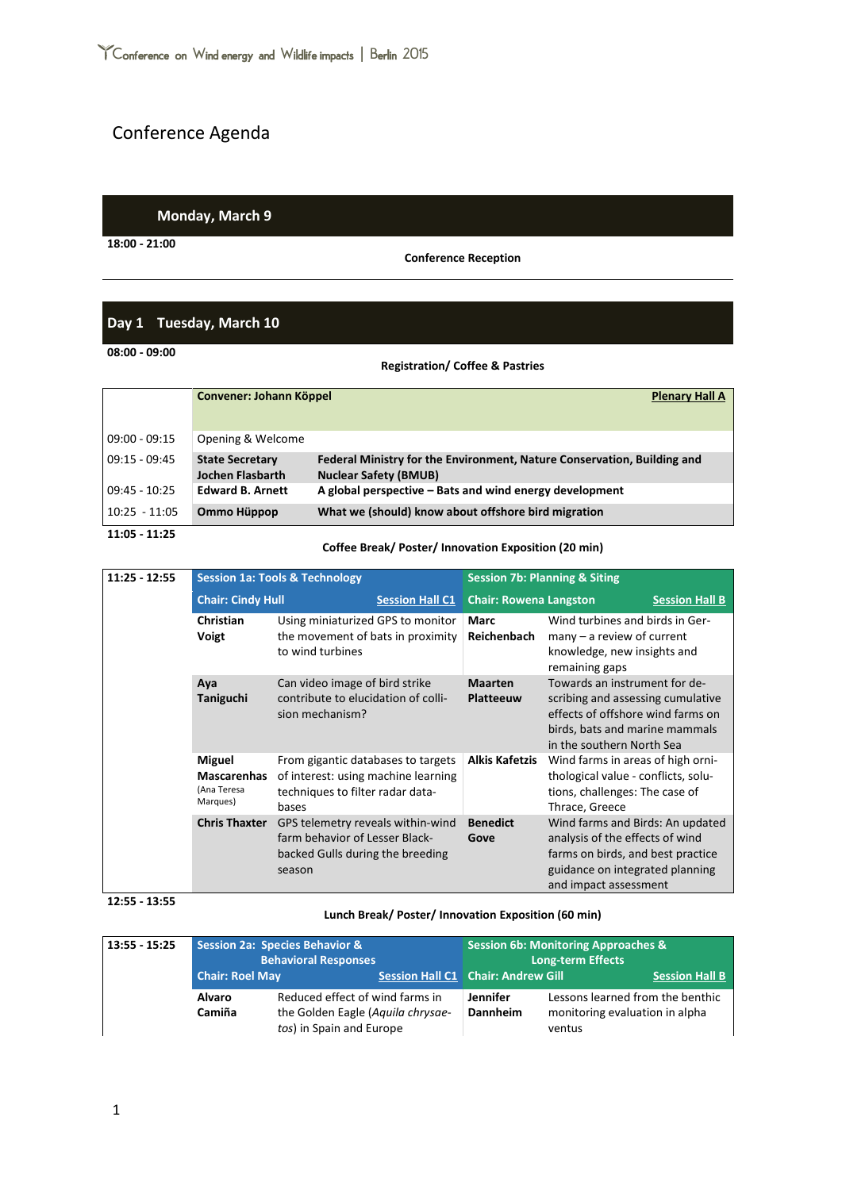# Conference Agenda

## Monday, March 9

**18:00 - 21:00**

**Conference Reception**

## Day 1 Tuesday, March 10

**08:00 - 09:00**

**Registration/ Coffee & Pastries**

| | **Convener: Johann Köppel** | **Plenary Hall A** |
|---|---|---|
| 09:00 - 09:15 | Opening & Welcome | |
| 09:15 - 09:45 | **State Secretary Jochen Flasbarth** | **Federal Ministry for the Environment, Nature Conservation, Building and Nuclear Safety (BMUB)** |
| 09:45 - 10:25 | **Edward B. Arnett** | **A global perspective – Bats and wind energy development** |
| 10:25 - 11:05 | **Ommo Hüppop** | **What we (should) know about offshore bird migration** |

**11:05 - 11:25**

**Coffee Break/ Poster/ Innovation Exposition (20 min)**

| **11:25 - 12:55** | **Session 1a: Tools & Technology** | | **Session 7b: Planning & Siting** | |
|---|---|---|---|---|
| | **Chair: Cindy Hull** | **Session Hall C1** | **Chair: Rowena Langston** | **Session Hall B** |
| | **Christian Voigt** | Using miniaturized GPS to monitor the movement of bats in proximity to wind turbines | **Marc Reichenbach** | Wind turbines and birds in Germany – a review of current knowledge, new insights and remaining gaps |
| | **Aya Taniguchi** | Can video image of bird strike contribute to elucidation of collision mechanism? | **Maarten Platteeuw** | Towards an instrument for describing and assessing cumulative effects of offshore wind farms on birds, bats and marine mammals in the southern North Sea |
| | **Miguel Mascarenhas** (Ana Teresa Marques) | From gigantic databases to targets of interest: using machine learning techniques to filter radar databases | **Alkis Kafetzis** | Wind farms in areas of high ornithological value - conflicts, solutions, challenges: The case of Thrace, Greece |
| | **Chris Thaxter** | GPS telemetry reveals within-wind farm behavior of Lesser Black-backed Gulls during the breeding season | **Benedict Gove** | Wind farms and Birds: An updated analysis of the effects of wind farms on birds, and best practice guidance on integrated planning and impact assessment |

**12:55 - 13:55**

**Lunch Break/ Poster/ Innovation Exposition (60 min)**

| **13:55 - 15:25** | **Session 2a: Species Behavior & Behavioral Responses** | | **Session 6b: Monitoring Approaches & Long-term Effects** | |
|---|---|---|---|---|
| | **Chair: Roel May** | **Session Hall C1** | **Chair: Andrew Gill** | **Session Hall B** |
| | **Alvaro Camiña** | Reduced effect of wind farms in the Golden Eagle (*Aquila chrysaetos*) in Spain and Europe | **Jennifer Dannheim** | Lessons learned from the benthic monitoring evaluation in alpha ventus |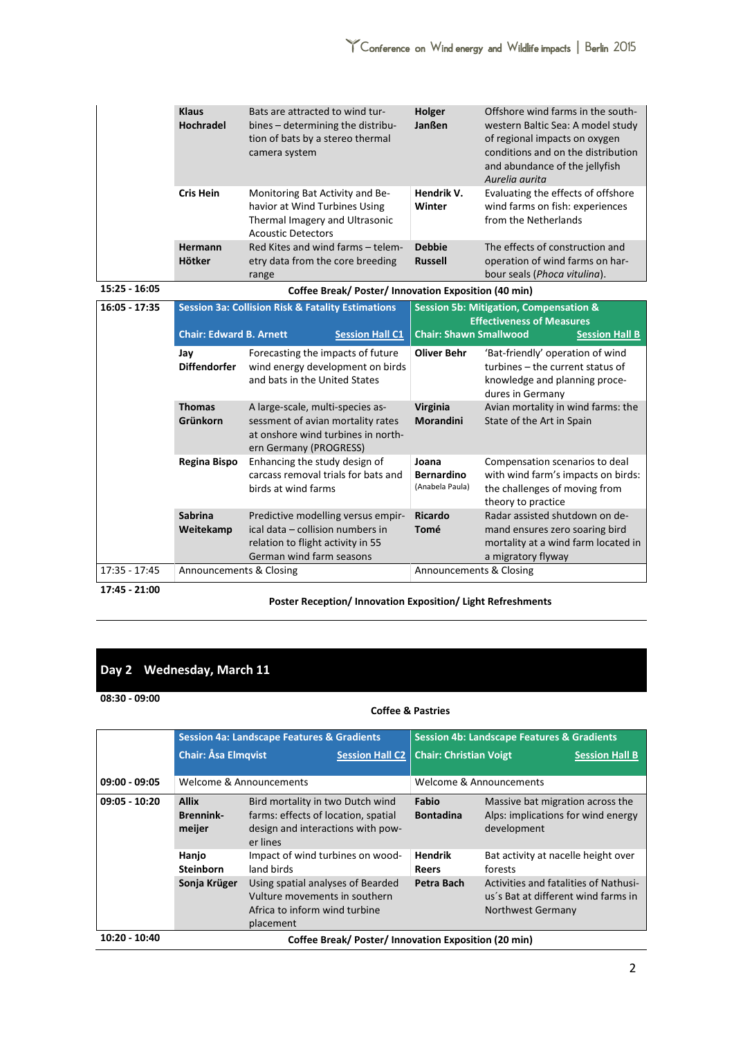| | | | | |
|---|---|---|---|---|
| | **Klaus Hochradel** | Bats are attracted to wind turbines – determining the distribution of bats by a stereo thermal camera system | **Holger Janßen** | Offshore wind farms in the south-western Baltic Sea: A model study of regional impacts on oxygen conditions and on the distribution and abundance of the jellyfish *Aurelia aurita* |
| | **Cris Hein** | Monitoring Bat Activity and Behavior at Wind Turbines Using Thermal Imagery and Ultrasonic Acoustic Detectors | **Hendrik V. Winter** | Evaluating the effects of offshore wind farms on fish: experiences from the Netherlands |
| | **Hermann Hötker** | Red Kites and wind farms – telemetry data from the core breeding range | **Debbie Russell** | The effects of construction and operation of wind farms on harbour seals (*Phoca vitulina*). |
| **15:25 - 16:05** | **Coffee Break/ Poster/ Innovation Exposition (40 min)** | | | |
| **16:05 - 17:35** | **Session 3a: Collision Risk & Fatality Estimations** **Chair: Edward B. Arnett** | **Session Hall C1** | **Session 5b: Mitigation, Compensation & Effectiveness of Measures** **Chair: Shawn Smallwood** | **Session Hall B** |
| | **Jay Diffendorfer** | Forecasting the impacts of future wind energy development on birds and bats in the United States | **Oliver Behr** | 'Bat-friendly' operation of wind turbines – the current status of knowledge and planning procedures in Germany |
| | **Thomas Grünkorn** | A large-scale, multi-species assessment of avian mortality rates at onshore wind turbines in northern Germany (PROGRESS) | **Virginia Morandini** | Avian mortality in wind farms: the State of the Art in Spain |
| | **Regina Bispo** | Enhancing the study design of carcass removal trials for bats and birds at wind farms | **Joana Bernardino** (Anabela Paula) | Compensation scenarios to deal with wind farm's impacts on birds: the challenges of moving from theory to practice |
| | **Sabrina Weitekamp** | Predictive modelling versus empirical data – collision numbers in relation to flight activity in 55 German wind farm seasons | **Ricardo Tomé** | Radar assisted shutdown on demand ensures zero soaring bird mortality at a wind farm located in a migratory flyway |
| 17:35 - 17:45 | Announcements & Closing | | Announcements & Closing | |
| **17:45 - 21:00** | **Poster Reception/ Innovation Exposition/ Light Refreshments** | | | |

## Day 2 Wednesday, March 11

| | | | | |
|---|---|---|---|---|
| **08:30 - 09:00** | **Coffee & Pastries** | | | |
| | **Session 4a: Landscape Features & Gradients** **Chair: Åsa Elmqvist** | **Session Hall C2** | **Session 4b: Landscape Features & Gradients** **Chair: Christian Voigt** | **Session Hall B** |
| **09:00 - 09:05** | Welcome & Announcements | | Welcome & Announcements | |
| **09:05 - 10:20** | **Allix Brenninkmeijer** | Bird mortality in two Dutch wind farms: effects of location, spatial design and interactions with power lines | **Fabio Bontadina** | Massive bat migration across the Alps: implications for wind energy development |
| | **Hanjo Steinborn** | Impact of wind turbines on woodland birds | **Hendrik Reers** | Bat activity at nacelle height over forests |
| | **Sonja Krüger** | Using spatial analyses of Bearded Vulture movements in southern Africa to inform wind turbine placement | **Petra Bach** | Activities and fatalities of Nathusius´s Bat at different wind farms in Northwest Germany |
| **10:20 - 10:40** | **Coffee Break/ Poster/ Innovation Exposition (20 min)** | | | |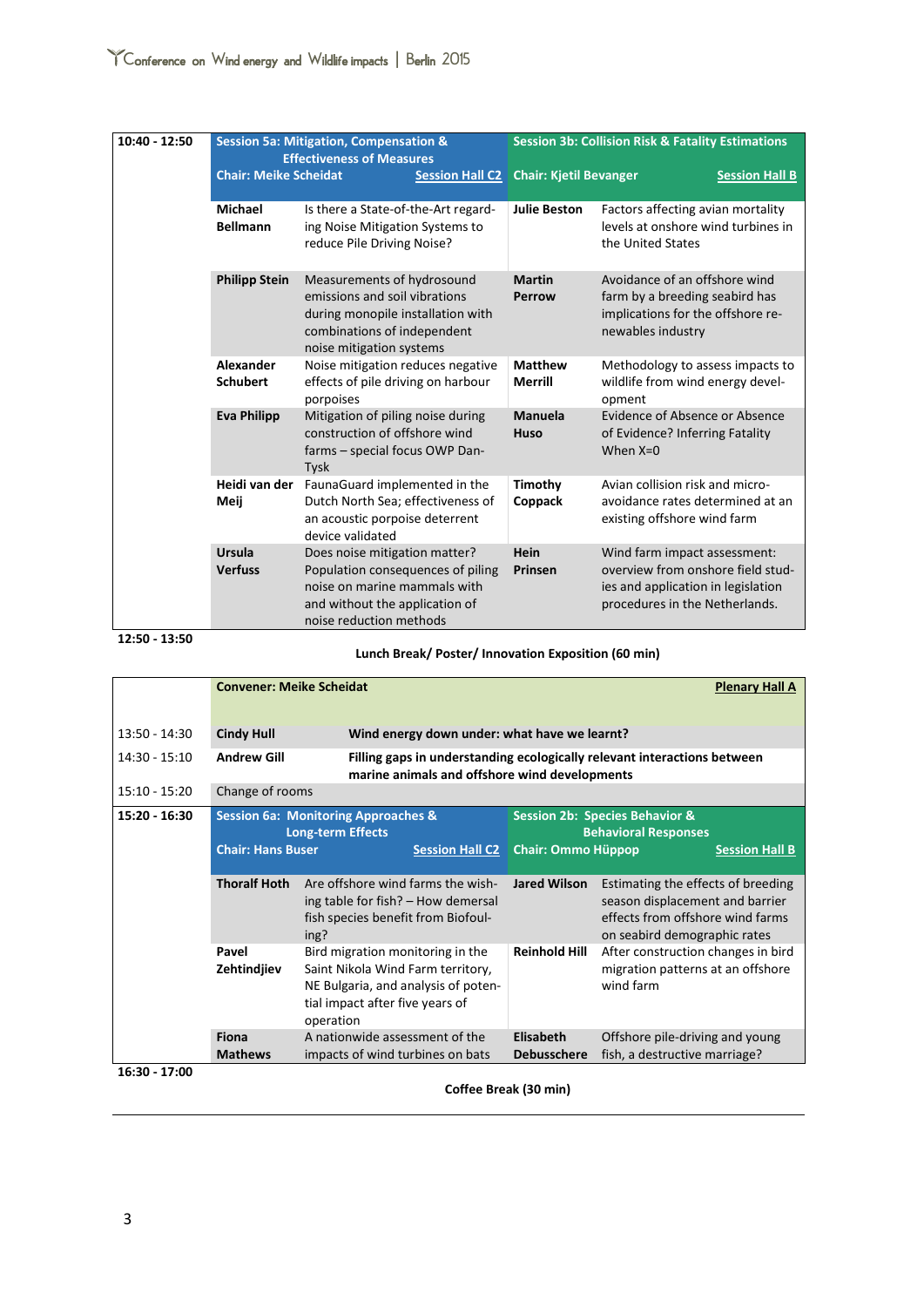| 10:40 - 12:50 | **Session 5a: Mitigation, Compensation & Effectiveness of Measures**<br>**Chair: Meike Scheidat** | **Session Hall C2** | **Session 3b: Collision Risk & Fatality Estimations**<br>**Chair: Kjetil Bevanger** | **Session Hall B** |
|---|---|---|---|---|
| | **Michael Bellmann** | Is there a State-of-the-Art regarding Noise Mitigation Systems to reduce Pile Driving Noise? | **Julie Beston** | Factors affecting avian mortality levels at onshore wind turbines in the United States |
| | **Philipp Stein** | Measurements of hydrosound emissions and soil vibrations during monopile installation with combinations of independent noise mitigation systems | **Martin Perrow** | Avoidance of an offshore wind farm by a breeding seabird has implications for the offshore renewables industry |
| | **Alexander Schubert** | Noise mitigation reduces negative effects of pile driving on harbour porpoises | **Matthew Merrill** | Methodology to assess impacts to wildlife from wind energy development |
| | **Eva Philipp** | Mitigation of piling noise during construction of offshore wind farms – special focus OWP DanTysk | **Manuela Huso** | Evidence of Absence or Absence of Evidence? Inferring Fatality When X=0 |
| | **Heidi van der Meij** | FaunaGuard implemented in the Dutch North Sea; effectiveness of an acoustic porpoise deterrent device validated | **Timothy Coppack** | Avian collision risk and micro-avoidance rates determined at an existing offshore wind farm |
| | **Ursula Verfuss** | Does noise mitigation matter? Population consequences of piling noise on marine mammals with and without the application of noise reduction methods | **Hein Prinsen** | Wind farm impact assessment: overview from onshore field studies and application in legislation procedures in the Netherlands. |
| 12:50 - 13:50 | **Lunch Break/ Poster/ Innovation Exposition (60 min)** | | | |

| | **Convener: Meike Scheidat** | **Plenary Hall A** |
|---|---|---|
| 13:50 - 14:30 | **Cindy Hull** | **Wind energy down under: what have we learnt?** |
| 14:30 - 15:10 | **Andrew Gill** | **Filling gaps in understanding ecologically relevant interactions between marine animals and offshore wind developments** |
| 15:10 - 15:20 | Change of rooms | |

| 15:20 - 16:30 | **Session 6a: Monitoring Approaches & Long-term Effects**<br>**Chair: Hans Buser** | **Session Hall C2** | **Session 2b: Species Behavior & Behavioral Responses**<br>**Chair: Ommo Hüppop** | **Session Hall B** |
|---|---|---|---|---|
| | **Thoralf Hoth** | Are offshore wind farms the wishing table for fish? – How demersal fish species benefit from Biofouling? | **Jared Wilson** | Estimating the effects of breeding season displacement and barrier effects from offshore wind farms on seabird demographic rates |
| | **Pavel Zehtindjiev** | Bird migration monitoring in the Saint Nikola Wind Farm territory, NE Bulgaria, and analysis of potential impact after five years of operation | **Reinhold Hill** | After construction changes in bird migration patterns at an offshore wind farm |
| | **Fiona Mathews** | A nationwide assessment of the impacts of wind turbines on bats | **Elisabeth Debusschere** | Offshore pile-driving and young fish, a destructive marriage? |
| 16:30 - 17:00 | **Coffee Break (30 min)** | | | |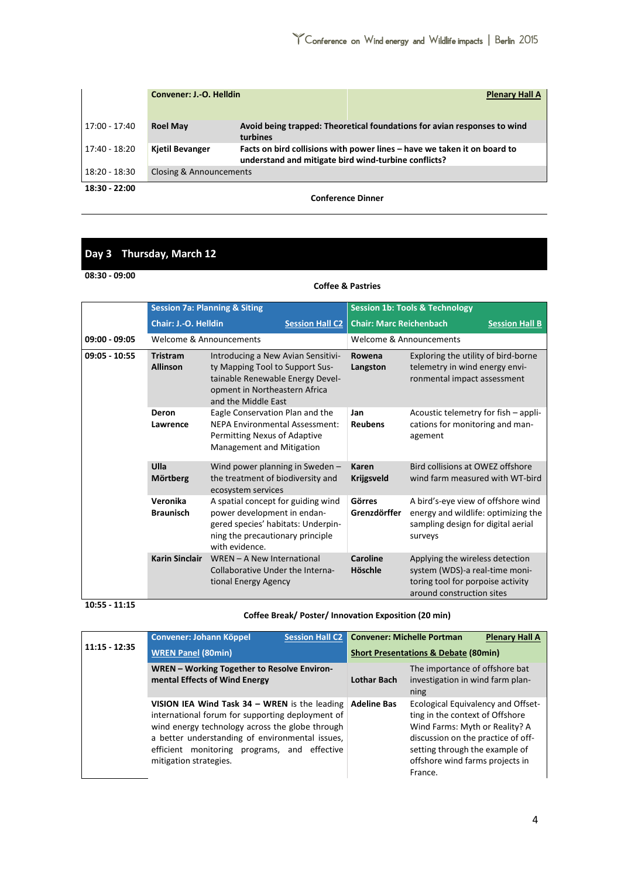| | Convener: J.-O. Helldin | | Plenary Hall A |
|---|---|---|---|
| 17:00 - 17:40 | **Roel May** | **Avoid being trapped: Theoretical foundations for avian responses to wind turbines** | |
| 17:40 - 18:20 | **Kjetil Bevanger** | **Facts on bird collisions with power lines – have we taken it on board to understand and mitigate bird wind-turbine conflicts?** | |
| 18:20 - 18:30 | Closing & Announcements | | |

**18:30 - 22:00**

**Conference Dinner**

## Day 3 Thursday, March 12

**08:30 - 09:00**

**Coffee & Pastries**

| | Session 7a: Planning & Siting | | Session 1b: Tools & Technology | |
|---|---|---|---|---|
| | **Chair: J.-O. Helldin** | **Session Hall C2** | **Chair: Marc Reichenbach** | **Session Hall B** |
| **09:00 - 09:05** | Welcome & Announcements | | Welcome & Announcements | |
| **09:05 - 10:55** | **Tristram Allinson** | Introducing a New Avian Sensitivity Mapping Tool to Support Sustainable Renewable Energy Development in Northeastern Africa and the Middle East | **Rowena Langston** | Exploring the utility of bird-borne telemetry in wind energy environmental impact assessment |
| | **Deron Lawrence** | Eagle Conservation Plan and the NEPA Environmental Assessment: Permitting Nexus of Adaptive Management and Mitigation | **Jan Reubens** | Acoustic telemetry for fish – applications for monitoring and management |
| | **Ulla Mörtberg** | Wind power planning in Sweden – the treatment of biodiversity and ecosystem services | **Karen Krijgsveld** | Bird collisions at OWEZ offshore wind farm measured with WT-bird |
| | **Veronika Braunisch** | A spatial concept for guiding wind power development in endangered species' habitats: Underpinning the precautionary principle with evidence. | **Görres Grenzdörffer** | A bird's-eye view of offshore wind energy and wildlife: optimizing the sampling design for digital aerial surveys |
| | **Karin Sinclair** | WREN – A New International Collaborative Under the International Energy Agency | **Caroline Höschle** | Applying the wireless detection system (WDS)-a real-time monitoring tool for porpoise activity around construction sites |

**10:55 - 11:15**

**Coffee Break/ Poster/ Innovation Exposition (20 min)**

| **11:15 - 12:35** | **Convener: Johann Köppel** | **Session Hall C2** | **Convener: Michelle Portman** | **Plenary Hall A** |
|---|---|---|---|---|
| | **WREN Panel (80min)** | | **Short Presentations & Debate (80min)** | |
| | **WREN – Working Together to Resolve Environmental Effects of Wind Energy** | | **Lothar Bach** | The importance of offshore bat investigation in wind farm planning |
| | **VISION IEA Wind Task 34 – WREN** is the leading international forum for supporting deployment of wind energy technology across the globe through a better understanding of environmental issues, efficient monitoring programs, and effective mitigation strategies. | | **Adeline Bas** | Ecological Equivalency and Offsetting in the context of Offshore Wind Farms: Myth or Reality? A discussion on the practice of offsetting through the example of offshore wind farms projects in France. |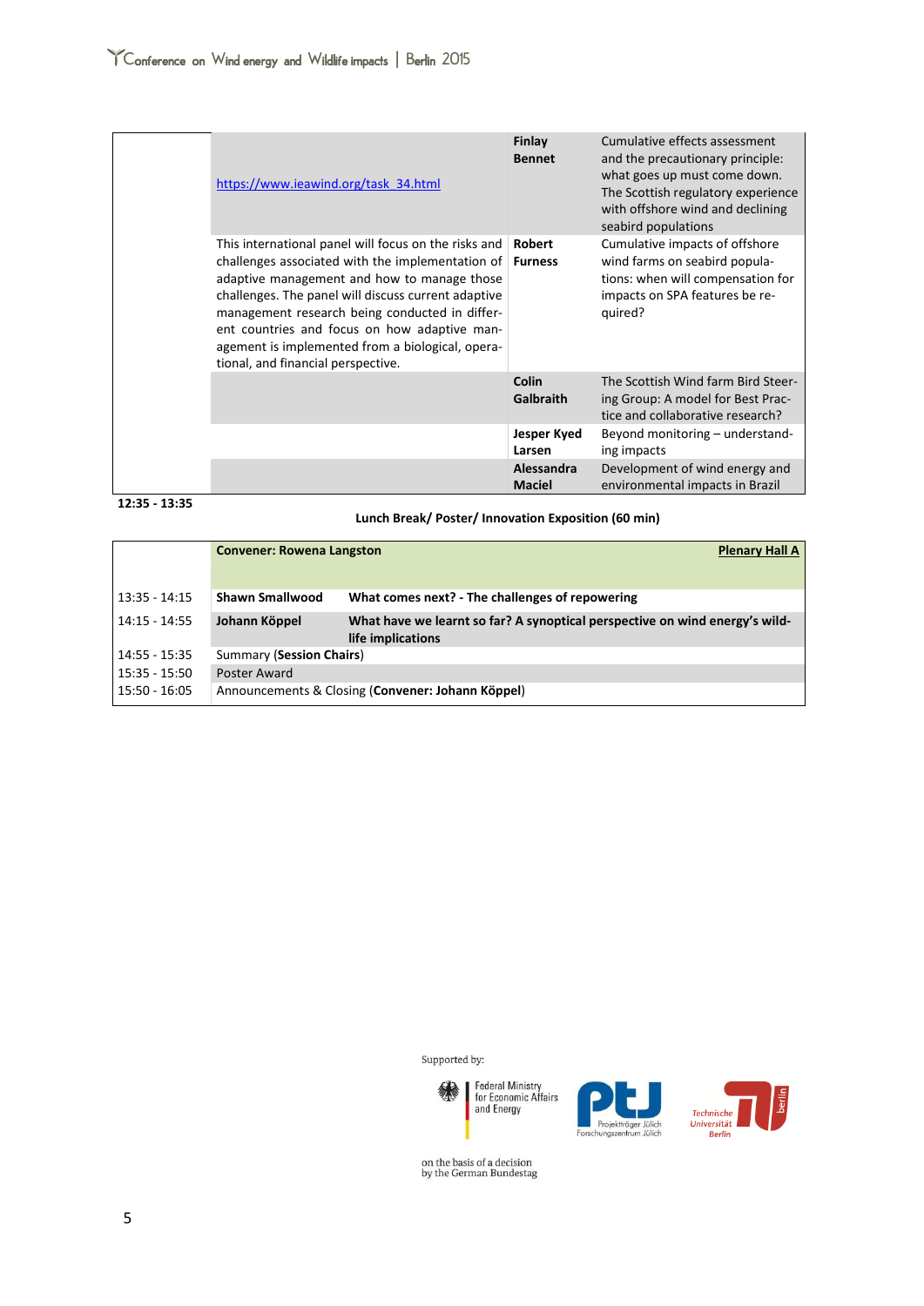| | | | |
|---|---|---|---|
| | https://www.ieawind.org/task_34.html | **Finlay Bennet** | Cumulative effects assessment and the precautionary principle: what goes up must come down. The Scottish regulatory experience with offshore wind and declining seabird populations |
| | This international panel will focus on the risks and challenges associated with the implementation of adaptive management and how to manage those challenges. The panel will discuss current adaptive management research being conducted in different countries and focus on how adaptive management is implemented from a biological, operational, and financial perspective. | **Robert Furness** | Cumulative impacts of offshore wind farms on seabird populations: when will compensation for impacts on SPA features be required? |
| | | **Colin Galbraith** | The Scottish Wind farm Bird Steering Group: A model for Best Practice and collaborative research? |
| | | **Jesper Kyed Larsen** | Beyond monitoring – understanding impacts |
| | | **Alessandra Maciel** | Development of wind energy and environmental impacts in Brazil |

**12:35 - 13:35** **Lunch Break/ Poster/ Innovation Exposition (60 min)**

| | | |
|---|---|---|
| | **Convener: Rowena Langston** | **Plenary Hall A** |
| 13:35 - 14:15 | **Shawn Smallwood** | **What comes next? - The challenges of repowering** |
| 14:15 - 14:55 | **Johann Köppel** | **What have we learnt so far? A synoptical perspective on wind energy's wildlife implications** |
| 14:55 - 15:35 | Summary (**Session Chairs**) | |
| 15:35 - 15:50 | Poster Award | |
| 15:50 - 16:05 | Announcements & Closing (**Convener: Johann Köppel**) | |

Supported by:

Federal Ministry for Economic Affairs and Energy

Projektträger Jülich Forschungszentrum Jülich

Technische Universität Berlin

on the basis of a decision by the German Bundestag